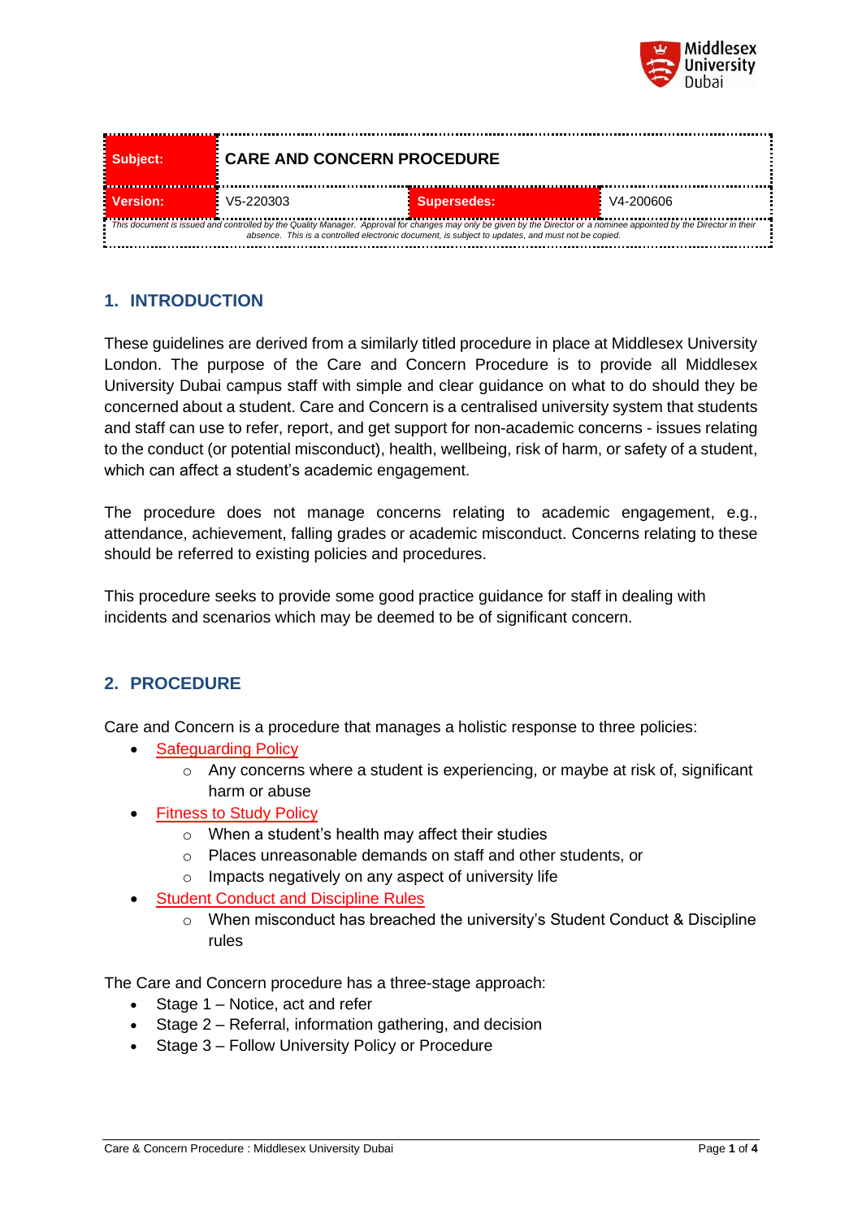| Subject: | CARE AND CONCERN PROCEDURE | | |
|---|---|---|---|
| Version: | V5-220303 | Supersedes: | V4-200606 |

*This document is issued and controlled by the Quality Manager. Approval for changes may only be given by the Director or a nominee appointed by the Director in their absence. This is a controlled electronic document, is subject to updates, and must not be copied.*

## 1. INTRODUCTION

These guidelines are derived from a similarly titled procedure in place at Middlesex University London. The purpose of the Care and Concern Procedure is to provide all Middlesex University Dubai campus staff with simple and clear guidance on what to do should they be concerned about a student. Care and Concern is a centralised university system that students and staff can use to refer, report, and get support for non-academic concerns - issues relating to the conduct (or potential misconduct), health, wellbeing, risk of harm, or safety of a student, which can affect a student's academic engagement.

The procedure does not manage concerns relating to academic engagement, e.g., attendance, achievement, falling grades or academic misconduct. Concerns relating to these should be referred to existing policies and procedures.

This procedure seeks to provide some good practice guidance for staff in dealing with incidents and scenarios which may be deemed to be of significant concern.

## 2. PROCEDURE

Care and Concern is a procedure that manages a holistic response to three policies:

- Safeguarding Policy
  - Any concerns where a student is experiencing, or maybe at risk of, significant harm or abuse
- Fitness to Study Policy
  - When a student's health may affect their studies
  - Places unreasonable demands on staff and other students, or
  - Impacts negatively on any aspect of university life
- Student Conduct and Discipline Rules
  - When misconduct has breached the university's Student Conduct & Discipline rules

The Care and Concern procedure has a three-stage approach:

- Stage 1 – Notice, act and refer
- Stage 2 – Referral, information gathering, and decision
- Stage 3 – Follow University Policy or Procedure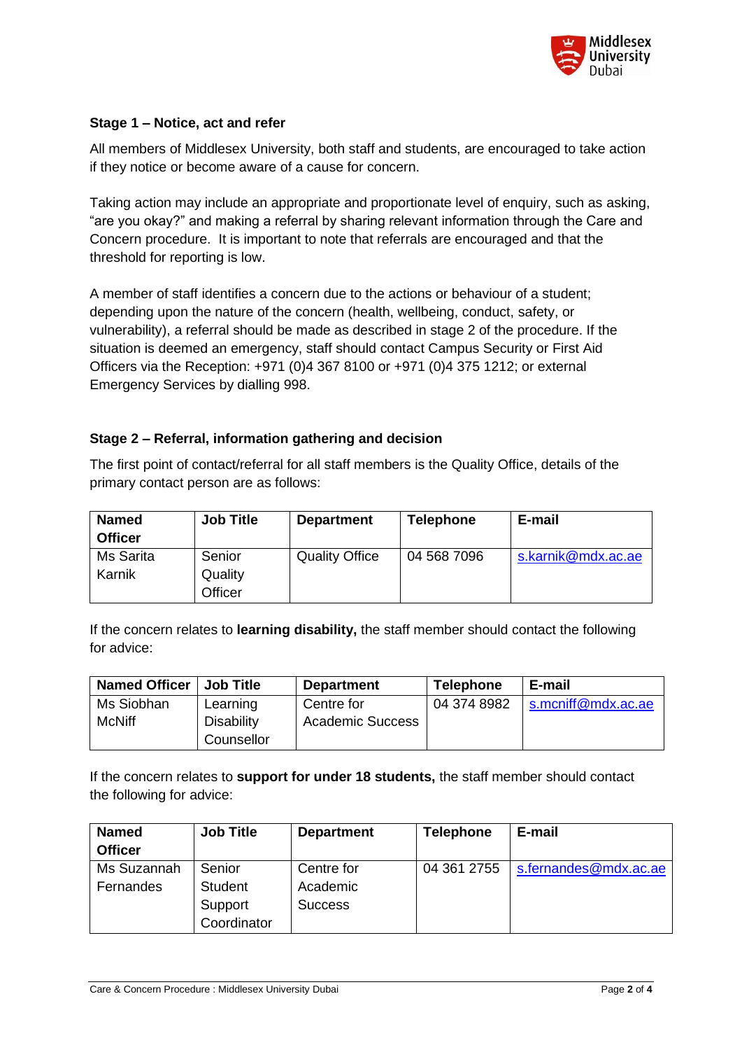### Stage 1 – Notice, act and refer

All members of Middlesex University, both staff and students, are encouraged to take action if they notice or become aware of a cause for concern.

Taking action may include an appropriate and proportionate level of enquiry, such as asking, "are you okay?" and making a referral by sharing relevant information through the Care and Concern procedure. It is important to note that referrals are encouraged and that the threshold for reporting is low.

A member of staff identifies a concern due to the actions or behaviour of a student; depending upon the nature of the concern (health, wellbeing, conduct, safety, or vulnerability), a referral should be made as described in stage 2 of the procedure. If the situation is deemed an emergency, staff should contact Campus Security or First Aid Officers via the Reception: +971 (0)4 367 8100 or +971 (0)4 375 1212; or external Emergency Services by dialling 998.

### Stage 2 – Referral, information gathering and decision

The first point of contact/referral for all staff members is the Quality Office, details of the primary contact person are as follows:

| Named Officer | Job Title | Department | Telephone | E-mail |
|---|---|---|---|---|
| Ms Sarita Karnik | Senior Quality Officer | Quality Office | 04 568 7096 | s.karnik@mdx.ac.ae |

If the concern relates to **learning disability,** the staff member should contact the following for advice:

| Named Officer | Job Title | Department | Telephone | E-mail |
|---|---|---|---|---|
| Ms Siobhan McNiff | Learning Disability Counsellor | Centre for Academic Success | 04 374 8982 | s.mcniff@mdx.ac.ae |

If the concern relates to **support for under 18 students,** the staff member should contact the following for advice:

| Named Officer | Job Title | Department | Telephone | E-mail |
|---|---|---|---|---|
| Ms Suzannah Fernandes | Senior Student Support Coordinator | Centre for Academic Success | 04 361 2755 | s.fernandes@mdx.ac.ae |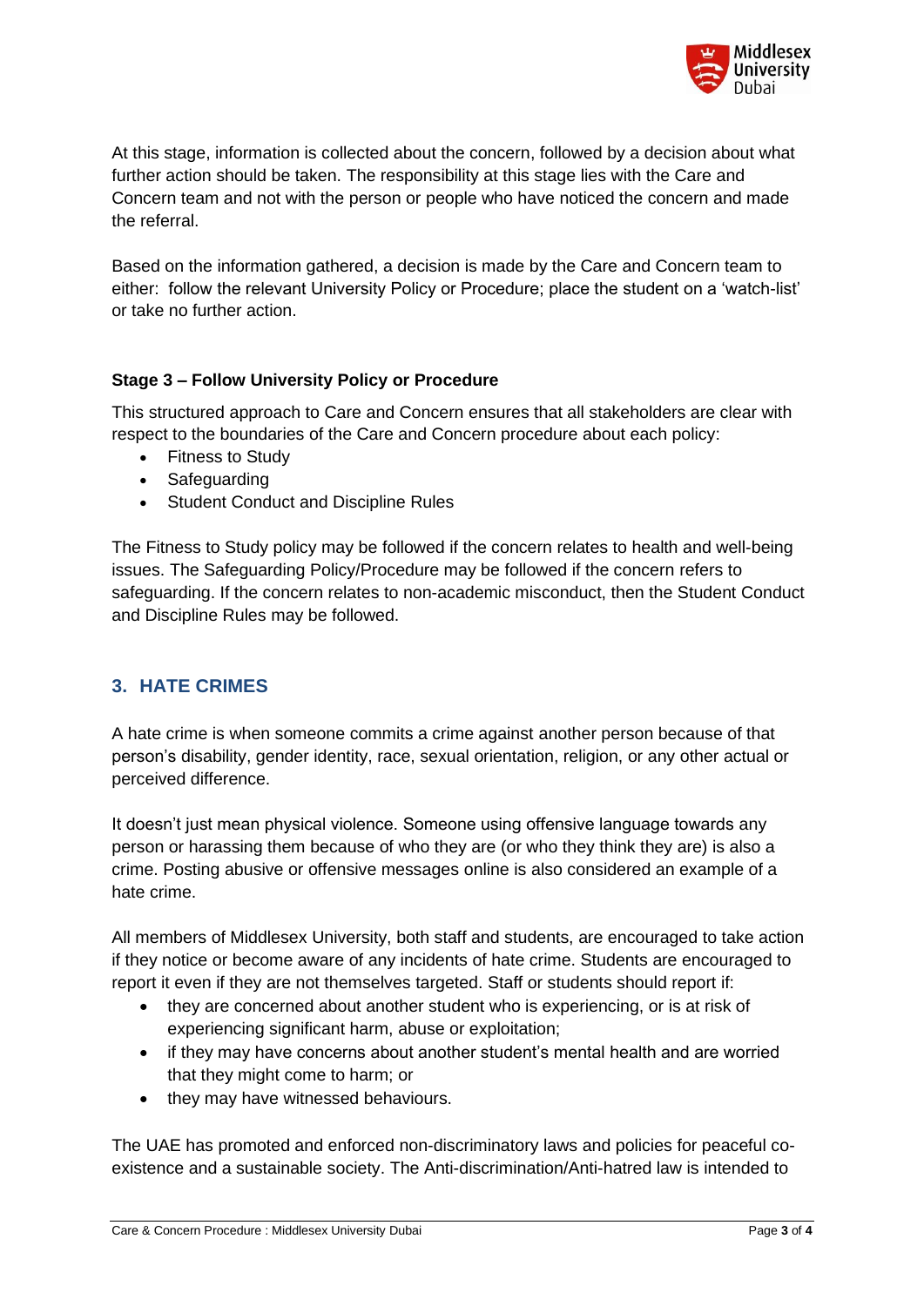At this stage, information is collected about the concern, followed by a decision about what further action should be taken. The responsibility at this stage lies with the Care and Concern team and not with the person or people who have noticed the concern and made the referral.

Based on the information gathered, a decision is made by the Care and Concern team to either: follow the relevant University Policy or Procedure; place the student on a 'watch-list' or take no further action.

**Stage 3 – Follow University Policy or Procedure**

This structured approach to Care and Concern ensures that all stakeholders are clear with respect to the boundaries of the Care and Concern procedure about each policy:

- Fitness to Study
- Safeguarding
- Student Conduct and Discipline Rules

The Fitness to Study policy may be followed if the concern relates to health and well-being issues. The Safeguarding Policy/Procedure may be followed if the concern refers to safeguarding. If the concern relates to non-academic misconduct, then the Student Conduct and Discipline Rules may be followed.

## 3. HATE CRIMES

A hate crime is when someone commits a crime against another person because of that person's disability, gender identity, race, sexual orientation, religion, or any other actual or perceived difference.

It doesn't just mean physical violence. Someone using offensive language towards any person or harassing them because of who they are (or who they think they are) is also a crime. Posting abusive or offensive messages online is also considered an example of a hate crime.

All members of Middlesex University, both staff and students, are encouraged to take action if they notice or become aware of any incidents of hate crime. Students are encouraged to report it even if they are not themselves targeted. Staff or students should report if:

- they are concerned about another student who is experiencing, or is at risk of experiencing significant harm, abuse or exploitation;
- if they may have concerns about another student's mental health and are worried that they might come to harm; or
- they may have witnessed behaviours.

The UAE has promoted and enforced non-discriminatory laws and policies for peaceful co-existence and a sustainable society. The Anti-discrimination/Anti-hatred law is intended to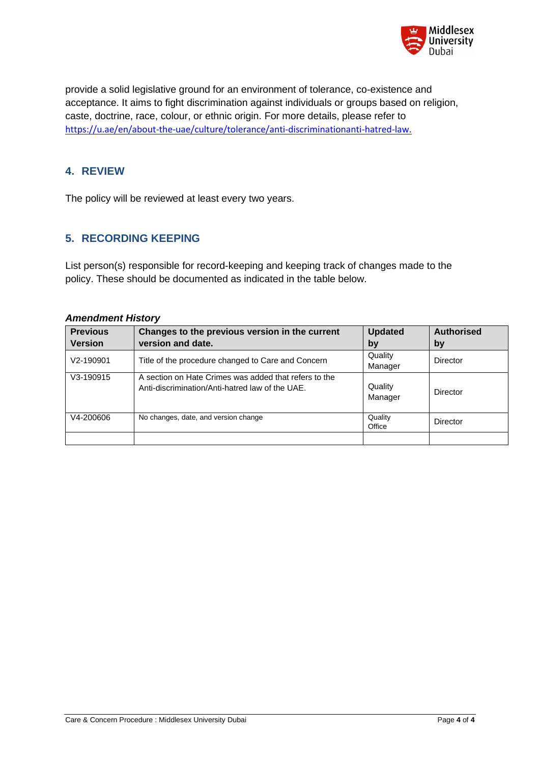provide a solid legislative ground for an environment of tolerance, co-existence and acceptance. It aims to fight discrimination against individuals or groups based on religion, caste, doctrine, race, colour, or ethnic origin. For more details, please refer to https://u.ae/en/about-the-uae/culture/tolerance/anti-discriminationanti-hatred-law.

## 4. REVIEW

The policy will be reviewed at least every two years.

## 5. RECORDING KEEPING

List person(s) responsible for record-keeping and keeping track of changes made to the policy. These should be documented as indicated in the table below.

***Amendment History***

| Previous Version | Changes to the previous version in the current version and date. | Updated by | Authorised by |
|---|---|---|---|
| V2-190901 | Title of the procedure changed to Care and Concern | Quality Manager | Director |
| V3-190915 | A section on Hate Crimes was added that refers to the Anti-discrimination/Anti-hatred law of the UAE. | Quality Manager | Director |
| V4-200606 | No changes, date, and version change | Quality Office | Director |
| | | | |